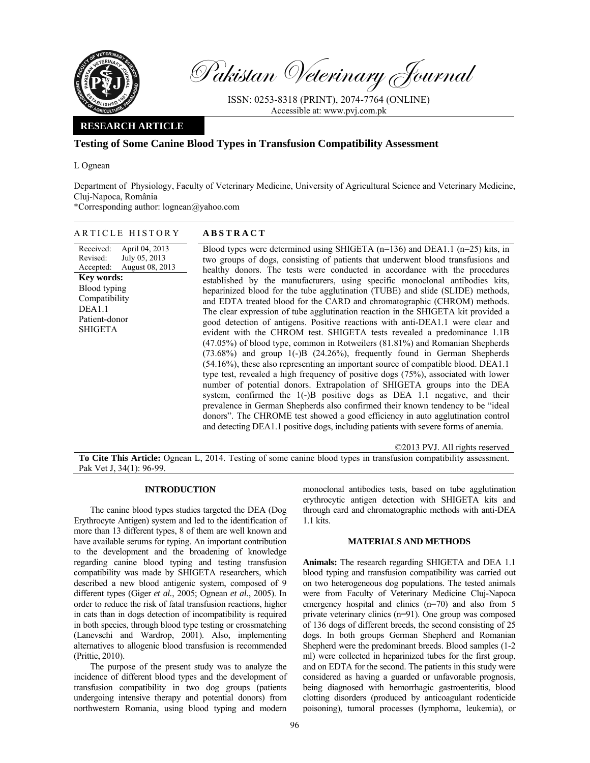Pakistan Veterinary Journal

ISSN: 0253-8318 (PRINT), 2074-7764 (ONLINE)
Accessible at: www.pvj.com.pk

**RESEARCH ARTICLE**

# Testing of Some Canine Blood Types in Transfusion Compatibility Assessment

L Ognean

Department of Physiology, Faculty of Veterinary Medicine, University of Agricultural Science and Veterinary Medicine, Cluj-Napoca, România
*Corresponding author: lognean@yahoo.com

**ARTICLE HISTORY**

Received: April 04, 2013
Revised: July 05, 2013
Accepted: August 08, 2013

**Key words:**
Blood typing
Compatibility
DEA1.1
Patient-donor
SHIGETA

**ABSTRACT**

Blood types were determined using SHIGETA (n=136) and DEA1.1 (n=25) kits, in two groups of dogs, consisting of patients that underwent blood transfusions and healthy donors. The tests were conducted in accordance with the procedures established by the manufacturers, using specific monoclonal antibodies kits, heparinized blood for the tube agglutination (TUBE) and slide (SLIDE) methods, and EDTA treated blood for the CARD and chromatographic (CHROM) methods. The clear expression of tube agglutination reaction in the SHIGETA kit provided a good detection of antigens. Positive reactions with anti-DEA1.1 were clear and evident with the CHROM test. SHIGETA tests revealed a predominance 1.1B (47.05%) of blood type, common in Rotweilers (81.81%) and Romanian Shepherds (73.68%) and group 1(-)B (24.26%), frequently found in German Shepherds (54.16%), these also representing an important source of compatible blood. DEA1.1 type test, revealed a high frequency of positive dogs (75%), associated with lower number of potential donors. Extrapolation of SHIGETA groups into the DEA system, confirmed the 1(-)B positive dogs as DEA 1.1 negative, and their prevalence in German Shepherds also confirmed their known tendency to be "ideal donors". The CHROME test showed a good efficiency in auto agglutination control and detecting DEA1.1 positive dogs, including patients with severe forms of anemia.

©2013 PVJ. All rights reserved

**To Cite This Article:** Ognean L, 2014. Testing of some canine blood types in transfusion compatibility assessment. Pak Vet J, 34(1): 96-99.

## INTRODUCTION

The canine blood types studies targeted the DEA (Dog Erythrocyte Antigen) system and led to the identification of more than 13 different types, 8 of them are well known and have available serums for typing. An important contribution to the development and the broadening of knowledge regarding canine blood typing and testing transfusion compatibility was made by SHIGETA researchers, which described a new blood antigenic system, composed of 9 different types (Giger *et al.*, 2005; Ognean *et al.*, 2005). In order to reduce the risk of fatal transfusion reactions, higher in cats than in dogs detection of incompatibility is required in both species, through blood type testing or crossmatching (Lanevschi and Wardrop, 2001). Also, implementing alternatives to allogenic blood transfusion is recommended (Prittie, 2010).

The purpose of the present study was to analyze the incidence of different blood types and the development of transfusion compatibility in two dog groups (patients undergoing intensive therapy and potential donors) from northwestern Romania, using blood typing and modern monoclonal antibodies tests, based on tube agglutination erythrocytic antigen detection with SHIGETA kits and through card and chromatographic methods with anti-DEA 1.1 kits.

## MATERIALS AND METHODS

**Animals:** The research regarding SHIGETA and DEA 1.1 blood typing and transfusion compatibility was carried out on two heterogeneous dog populations. The tested animals were from Faculty of Veterinary Medicine Cluj-Napoca emergency hospital and clinics (n=70) and also from 5 private veterinary clinics (n=91). One group was composed of 136 dogs of different breeds, the second consisting of 25 dogs. In both groups German Shepherd and Romanian Shepherd were the predominant breeds. Blood samples (1-2 ml) were collected in heparinized tubes for the first group, and on EDTA for the second. The patients in this study were considered as having a guarded or unfavorable prognosis, being diagnosed with hemorrhagic gastroenteritis, blood clotting disorders (produced by anticoagulant rodenticide poisoning), tumoral processes (lymphoma, leukemia), or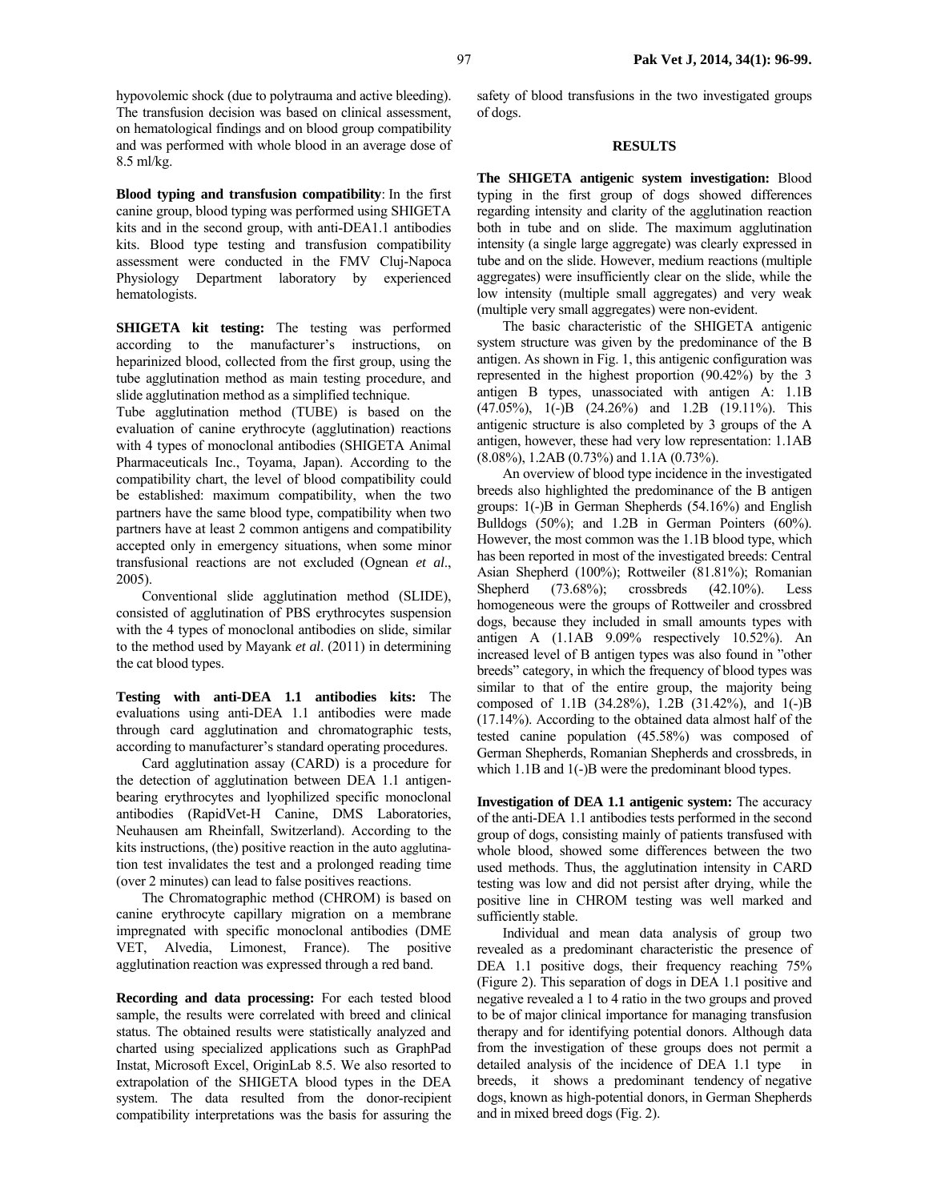hypovolemic shock (due to polytrauma and active bleeding). The transfusion decision was based on clinical assessment, on hematological findings and on blood group compatibility and was performed with whole blood in an average dose of 8.5 ml/kg.

**Blood typing and transfusion compatibility**: In the first canine group, blood typing was performed using SHIGETA kits and in the second group, with anti-DEA1.1 antibodies kits. Blood type testing and transfusion compatibility assessment were conducted in the FMV Cluj-Napoca Physiology Department laboratory by experienced hematologists.

**SHIGETA kit testing:** The testing was performed according to the manufacturer's instructions, on heparinized blood, collected from the first group, using the tube agglutination method as main testing procedure, and slide agglutination method as a simplified technique.

Tube agglutination method (TUBE) is based on the evaluation of canine erythrocyte (agglutination) reactions with 4 types of monoclonal antibodies (SHIGETA Animal Pharmaceuticals Inc., Toyama, Japan). According to the compatibility chart, the level of blood compatibility could be established: maximum compatibility, when the two partners have the same blood type, compatibility when two partners have at least 2 common antigens and compatibility accepted only in emergency situations, when some minor transfusional reactions are not excluded (Ognean *et al*., 2005).

Conventional slide agglutination method (SLIDE), consisted of agglutination of PBS erythrocytes suspension with the 4 types of monoclonal antibodies on slide, similar to the method used by Mayank *et al*. (2011) in determining the cat blood types.

**Testing with anti-DEA 1.1 antibodies kits:** The evaluations using anti-DEA 1.1 antibodies were made through card agglutination and chromatographic tests, according to manufacturer's standard operating procedures.

Card agglutination assay (CARD) is a procedure for the detection of agglutination between DEA 1.1 antigen-bearing erythrocytes and lyophilized specific monoclonal antibodies (RapidVet-H Canine, DMS Laboratories, Neuhausen am Rheinfall, Switzerland). According to the kits instructions, (the) positive reaction in the auto agglutination test invalidates the test and a prolonged reading time (over 2 minutes) can lead to false positives reactions.

The Chromatographic method (CHROM) is based on canine erythrocyte capillary migration on a membrane impregnated with specific monoclonal antibodies (DME VET, Alvedia, Limonest, France). The positive agglutination reaction was expressed through a red band.

**Recording and data processing:** For each tested blood sample, the results were correlated with breed and clinical status. The obtained results were statistically analyzed and charted using specialized applications such as GraphPad Instat, Microsoft Excel, OriginLab 8.5. We also resorted to extrapolation of the SHIGETA blood types in the DEA system. The data resulted from the donor-recipient compatibility interpretations was the basis for assuring the safety of blood transfusions in the two investigated groups of dogs.

## RESULTS

**The SHIGETA antigenic system investigation:** Blood typing in the first group of dogs showed differences regarding intensity and clarity of the agglutination reaction both in tube and on slide. The maximum agglutination intensity (a single large aggregate) was clearly expressed in tube and on the slide. However, medium reactions (multiple aggregates) were insufficiently clear on the slide, while the low intensity (multiple small aggregates) and very weak (multiple very small aggregates) were non-evident.

The basic characteristic of the SHIGETA antigenic system structure was given by the predominance of the B antigen. As shown in Fig. 1, this antigenic configuration was represented in the highest proportion (90.42%) by the 3 antigen B types, unassociated with antigen A: 1.1B (47.05%), 1(-)B (24.26%) and 1.2B (19.11%). This antigenic structure is also completed by 3 groups of the A antigen, however, these had very low representation: 1.1AB (8.08%), 1.2AB (0.73%) and 1.1A (0.73%).

An overview of blood type incidence in the investigated breeds also highlighted the predominance of the B antigen groups: 1(-)B in German Shepherds (54.16%) and English Bulldogs (50%); and 1.2B in German Pointers (60%). However, the most common was the 1.1B blood type, which has been reported in most of the investigated breeds: Central Asian Shepherd (100%); Rottweiler (81.81%); Romanian Shepherd (73.68%); crossbreds (42.10%). Less homogeneous were the groups of Rottweiler and crossbred dogs, because they included in small amounts types with antigen A (1.1AB 9.09% respectively 10.52%). An increased level of B antigen types was also found in "other breeds" category, in which the frequency of blood types was similar to that of the entire group, the majority being composed of 1.1B (34.28%), 1.2B (31.42%), and 1(-)B (17.14%). According to the obtained data almost half of the tested canine population (45.58%) was composed of German Shepherds, Romanian Shepherds and crossbreds, in which 1.1B and 1(-)B were the predominant blood types.

**Investigation of DEA 1.1 antigenic system:** The accuracy of the anti-DEA 1.1 antibodies tests performed in the second group of dogs, consisting mainly of patients transfused with whole blood, showed some differences between the two used methods. Thus, the agglutination intensity in CARD testing was low and did not persist after drying, while the positive line in CHROM testing was well marked and sufficiently stable.

Individual and mean data analysis of group two revealed as a predominant characteristic the presence of DEA 1.1 positive dogs, their frequency reaching 75% (Figure 2). This separation of dogs in DEA 1.1 positive and negative revealed a 1 to 4 ratio in the two groups and proved to be of major clinical importance for managing transfusion therapy and for identifying potential donors. Although data from the investigation of these groups does not permit a detailed analysis of the incidence of DEA 1.1 type in breeds, it shows a predominant tendency of negative dogs, known as high-potential donors, in German Shepherds and in mixed breed dogs (Fig. 2).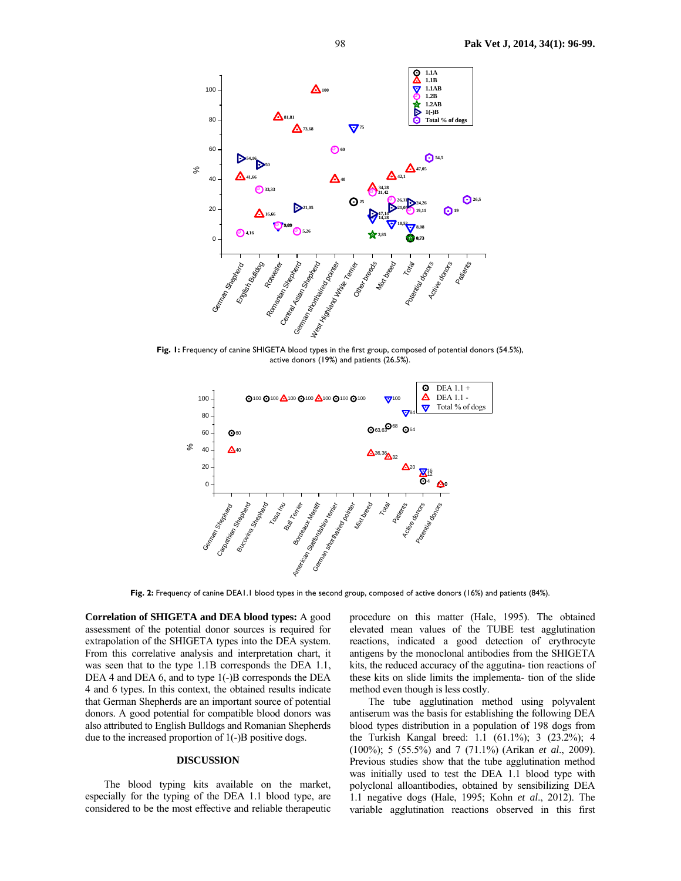**Fig. 1:** Frequency of canine SHIGETA blood types in the first group, composed of potential donors (54.5%), active donors (19%) and patients (26.5%).

**Fig. 2:** Frequency of canine DEA1.1 blood types in the second group, composed of active donors (16%) and patients (84%).

**Correlation of SHIGETA and DEA blood types:** A good assessment of the potential donor sources is required for extrapolation of the SHIGETA types into the DEA system. From this correlative analysis and interpretation chart, it was seen that to the type 1.1B corresponds the DEA 1.1, DEA 4 and DEA 6, and to type 1(-)B corresponds the DEA 4 and 6 types. In this context, the obtained results indicate that German Shepherds are an important source of potential donors. A good potential for compatible blood donors was also attributed to English Bulldogs and Romanian Shepherds due to the increased proportion of 1(-)B positive dogs.

## DISCUSSION

The blood typing kits available on the market, especially for the typing of the DEA 1.1 blood type, are considered to be the most effective and reliable therapeutic procedure on this matter (Hale, 1995). The obtained elevated mean values of the TUBE test agglutination reactions, indicated a good detection of erythrocyte antigens by the monoclonal antibodies from the SHIGETA kits, the reduced accuracy of the aggutina- tion reactions of these kits on slide limits the implementa- tion of the slide method even though is less costly.

The tube agglutination method using polyvalent antiserum was the basis for establishing the following DEA blood types distribution in a population of 198 dogs from the Turkish Kangal breed: 1.1 (61.1%); 3 (23.2%); 4 (100%); 5 (55.5%) and 7 (71.1%) (Arikan *et al*., 2009). Previous studies show that the tube agglutination method was initially used to test the DEA 1.1 blood type with polyclonal alloantibodies, obtained by sensibilizing DEA 1.1 negative dogs (Hale, 1995; Kohn *et al*., 2012). The variable agglutination reactions observed in this first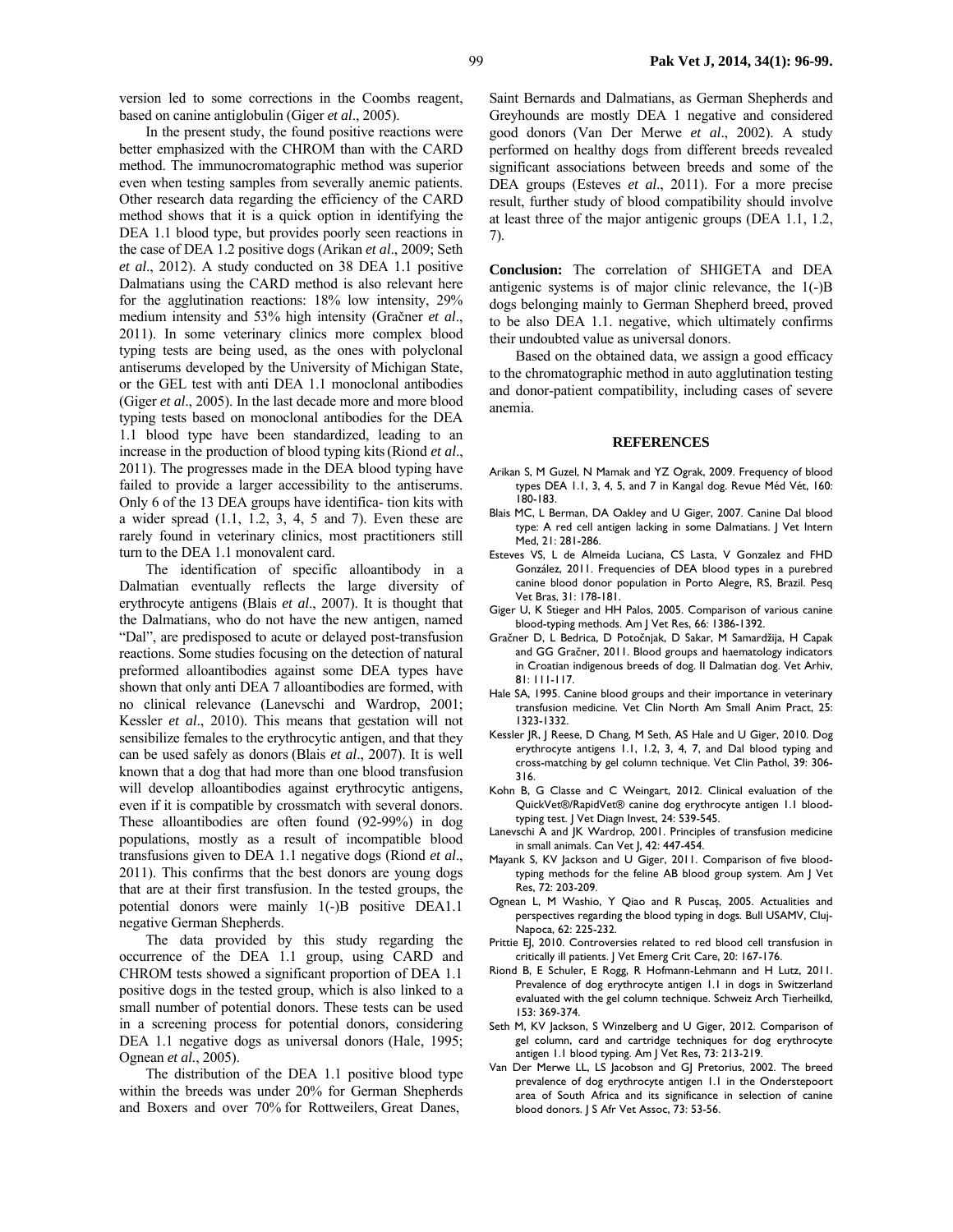version led to some corrections in the Coombs reagent, based on canine antiglobulin (Giger *et al*., 2005).

In the present study, the found positive reactions were better emphasized with the CHROM than with the CARD method. The immunocromatographic method was superior even when testing samples from severally anemic patients. Other research data regarding the efficiency of the CARD method shows that it is a quick option in identifying the DEA 1.1 blood type, but provides poorly seen reactions in the case of DEA 1.2 positive dogs (Arikan *et al*., 2009; Seth *et al*., 2012). A study conducted on 38 DEA 1.1 positive Dalmatians using the CARD method is also relevant here for the agglutination reactions: 18% low intensity, 29% medium intensity and 53% high intensity (Gračner *et al*., 2011). In some veterinary clinics more complex blood typing tests are being used, as the ones with polyclonal antiserums developed by the University of Michigan State, or the GEL test with anti DEA 1.1 monoclonal antibodies (Giger *et al*., 2005). In the last decade more and more blood typing tests based on monoclonal antibodies for the DEA 1.1 blood type have been standardized, leading to an increase in the production of blood typing kits (Riond *et al*., 2011). The progresses made in the DEA blood typing have failed to provide a larger accessibility to the antiserums. Only 6 of the 13 DEA groups have identifica- tion kits with a wider spread (1.1, 1.2, 3, 4, 5 and 7). Even these are rarely found in veterinary clinics, most practitioners still turn to the DEA 1.1 monovalent card.

The identification of specific alloantibody in a Dalmatian eventually reflects the large diversity of erythrocyte antigens (Blais *et al*., 2007). It is thought that the Dalmatians, who do not have the new antigen, named "Dal", are predisposed to acute or delayed post-transfusion reactions. Some studies focusing on the detection of natural preformed alloantibodies against some DEA types have shown that only anti DEA 7 alloantibodies are formed, with no clinical relevance (Lanevschi and Wardrop, 2001; Kessler *et al*., 2010). This means that gestation will not sensibilize females to the erythrocytic antigen, and that they can be used safely as donors (Blais *et al*., 2007). It is well known that a dog that had more than one blood transfusion will develop alloantibodies against erythrocytic antigens, even if it is compatible by crossmatch with several donors. These alloantibodies are often found (92-99%) in dog populations, mostly as a result of incompatible blood transfusions given to DEA 1.1 negative dogs (Riond *et al*., 2011). This confirms that the best donors are young dogs that are at their first transfusion. In the tested groups, the potential donors were mainly 1(-)B positive DEA1.1 negative German Shepherds.

The data provided by this study regarding the occurrence of the DEA 1.1 group, using CARD and CHROM tests showed a significant proportion of DEA 1.1 positive dogs in the tested group, which is also linked to a small number of potential donors. These tests can be used in a screening process for potential donors, considering DEA 1.1 negative dogs as universal donors (Hale, 1995; Ognean *et al*., 2005).

The distribution of the DEA 1.1 positive blood type within the breeds was under 20% for German Shepherds and Boxers and over 70% for Rottweilers, Great Danes, Saint Bernards and Dalmatians, as German Shepherds and Greyhounds are mostly DEA 1 negative and considered good donors (Van Der Merwe *et al*., 2002). A study performed on healthy dogs from different breeds revealed significant associations between breeds and some of the DEA groups (Esteves *et al*., 2011). For a more precise result, further study of blood compatibility should involve at least three of the major antigenic groups (DEA 1.1, 1.2, 7).

**Conclusion:** The correlation of SHIGETA and DEA antigenic systems is of major clinic relevance, the 1(-)B dogs belonging mainly to German Shepherd breed, proved to be also DEA 1.1. negative, which ultimately confirms their undoubted value as universal donors.

Based on the obtained data, we assign a good efficacy to the chromatographic method in auto agglutination testing and donor-patient compatibility, including cases of severe anemia.

## REFERENCES

Arikan S, M Guzel, N Mamak and YZ Ograk, 2009. Frequency of blood types DEA 1.1, 3, 4, 5, and 7 in Kangal dog. Revue Méd Vét, 160: 180-183.

Blais MC, L Berman, DA Oakley and U Giger, 2007. Canine Dal blood type: A red cell antigen lacking in some Dalmatians. J Vet Intern Med, 21: 281-286.

Esteves VS, L de Almeida Luciana, CS Lasta, V Gonzalez and FHD González, 2011. Frequencies of DEA blood types in a purebred canine blood donor population in Porto Alegre, RS, Brazil. Pesq Vet Bras, 31: 178-181.

Giger U, K Stieger and HH Palos, 2005. Comparison of various canine blood-typing methods. Am J Vet Res, 66: 1386-1392.

Gračner D, L Bedrica, D Potočnjak, D Sakar, M Samardžija, H Capak and GG Gračner, 2011. Blood groups and haematology indicators in Croatian indigenous breeds of dog. II Dalmatian dog. Vet Arhiv, 81: 111-117.

Hale SA, 1995. Canine blood groups and their importance in veterinary transfusion medicine. Vet Clin North Am Small Anim Pract, 25: 1323-1332.

Kessler JR, J Reese, D Chang, M Seth, AS Hale and U Giger, 2010. Dog erythrocyte antigens 1.1, 1.2, 3, 4, 7, and Dal blood typing and cross-matching by gel column technique. Vet Clin Pathol, 39: 306-316.

Kohn B, G Classe and C Weingart, 2012. Clinical evaluation of the QuickVet®/RapidVet® canine dog erythrocyte antigen 1.1 blood-typing test. J Vet Diagn Invest, 24: 539-545.

Lanevschi A and JK Wardrop, 2001. Principles of transfusion medicine in small animals. Can Vet J, 42: 447-454.

Mayank S, KV Jackson and U Giger, 2011. Comparison of five blood-typing methods for the feline AB blood group system. Am J Vet Res, 72: 203-209.

Ognean L, M Washio, Y Qiao and R Puscaş, 2005. Actualities and perspectives regarding the blood typing in dogs. Bull USAMV, Cluj-Napoca, 62: 225-232.

Prittie EJ, 2010. Controversies related to red blood cell transfusion in critically ill patients. J Vet Emerg Crit Care, 20: 167-176.

Riond B, E Schuler, E Rogg, R Hofmann-Lehmann and H Lutz, 2011. Prevalence of dog erythrocyte antigen 1.1 in dogs in Switzerland evaluated with the gel column technique. Schweiz Arch Tierheilkd, 153: 369-374.

Seth M, KV Jackson, S Winzelberg and U Giger, 2012. Comparison of gel column, card and cartridge techniques for dog erythrocyte antigen 1.1 blood typing. Am J Vet Res, 73: 213-219.

Van Der Merwe LL, LS Jacobson and GJ Pretorius, 2002. The breed prevalence of dog erythrocyte antigen 1.1 in the Onderstepoort area of South Africa and its significance in selection of canine blood donors. J S Afr Vet Assoc, 73: 53-56.